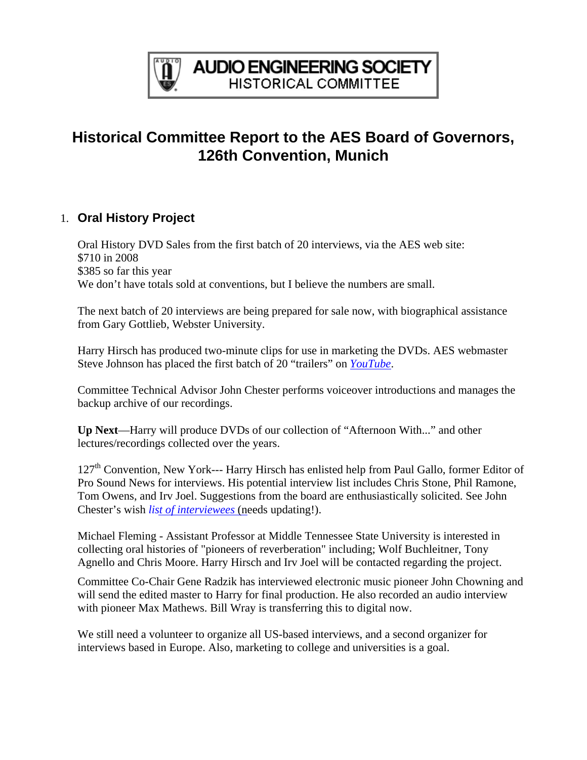**AUDIO ENGINEERING SOCIETY**
HISTORICAL COMMITTEE

# Historical Committee Report to the AES Board of Governors, 126th Convention, Munich

1. **Oral History Project**

Oral History DVD Sales from the first batch of 20 interviews, via the AES web site:
$710 in 2008
$385 so far this year
We don't have totals sold at conventions, but I believe the numbers are small.

The next batch of 20 interviews are being prepared for sale now, with biographical assistance from Gary Gottlieb, Webster University.

Harry Hirsch has produced two-minute clips for use in marketing the DVDs. AES webmaster Steve Johnson has placed the first batch of 20 "trailers" on *YouTube*.

Committee Technical Advisor John Chester performs voiceover introductions and manages the backup archive of our recordings.

**Up Next**—Harry will produce DVDs of our collection of "Afternoon With..." and other lectures/recordings collected over the years.

127th Convention, New York--- Harry Hirsch has enlisted help from Paul Gallo, former Editor of Pro Sound News for interviews. His potential interview list includes Chris Stone, Phil Ramone, Tom Owens, and Irv Joel. Suggestions from the board are enthusiastically solicited. See John Chester's wish *list of interviewees* (needs updating!).

Michael Fleming - Assistant Professor at Middle Tennessee State University is interested in collecting oral histories of "pioneers of reverberation" including; Wolf Buchleitner, Tony Agnello and Chris Moore. Harry Hirsch and Irv Joel will be contacted regarding the project.

Committee Co-Chair Gene Radzik has interviewed electronic music pioneer John Chowning and will send the edited master to Harry for final production. He also recorded an audio interview with pioneer Max Mathews. Bill Wray is transferring this to digital now.

We still need a volunteer to organize all US-based interviews, and a second organizer for interviews based in Europe. Also, marketing to college and universities is a goal.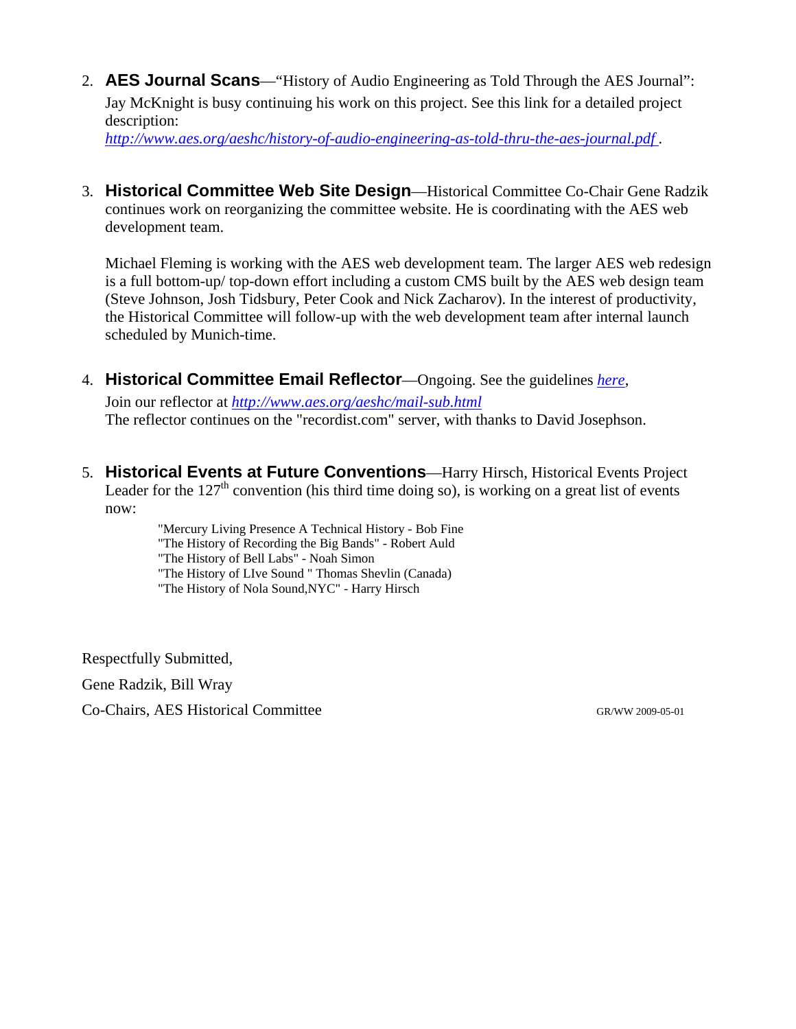2. **AES Journal Scans**—"History of Audio Engineering as Told Through the AES Journal": Jay McKnight is busy continuing his work on this project. See this link for a detailed project description: *http://www.aes.org/aeshc/history-of-audio-engineering-as-told-thru-the-aes-journal.pdf* .

3. **Historical Committee Web Site Design**—Historical Committee Co-Chair Gene Radzik continues work on reorganizing the committee website. He is coordinating with the AES web development team.

   Michael Fleming is working with the AES web development team. The larger AES web redesign is a full bottom-up/ top-down effort including a custom CMS built by the AES web design team (Steve Johnson, Josh Tidsbury, Peter Cook and Nick Zacharov). In the interest of productivity, the Historical Committee will follow-up with the web development team after internal launch scheduled by Munich-time.

4. **Historical Committee Email Reflector**—Ongoing. See the guidelines *here*, Join our reflector at *http://www.aes.org/aeshc/mail-sub.html* The reflector continues on the "recordist.com" server, with thanks to David Josephson.

5. **Historical Events at Future Conventions**—Harry Hirsch, Historical Events Project Leader for the 127th convention (his third time doing so), is working on a great list of events now:

   "Mercury Living Presence A Technical History - Bob Fine
   "The History of Recording the Big Bands" - Robert Auld
   "The History of Bell Labs" - Noah Simon
   "The History of LIve Sound " Thomas Shevlin (Canada)
   "The History of Nola Sound,NYC" - Harry Hirsch

Respectfully Submitted,

Gene Radzik, Bill Wray

Co-Chairs, AES Historical Committee

GR/WW 2009-05-01